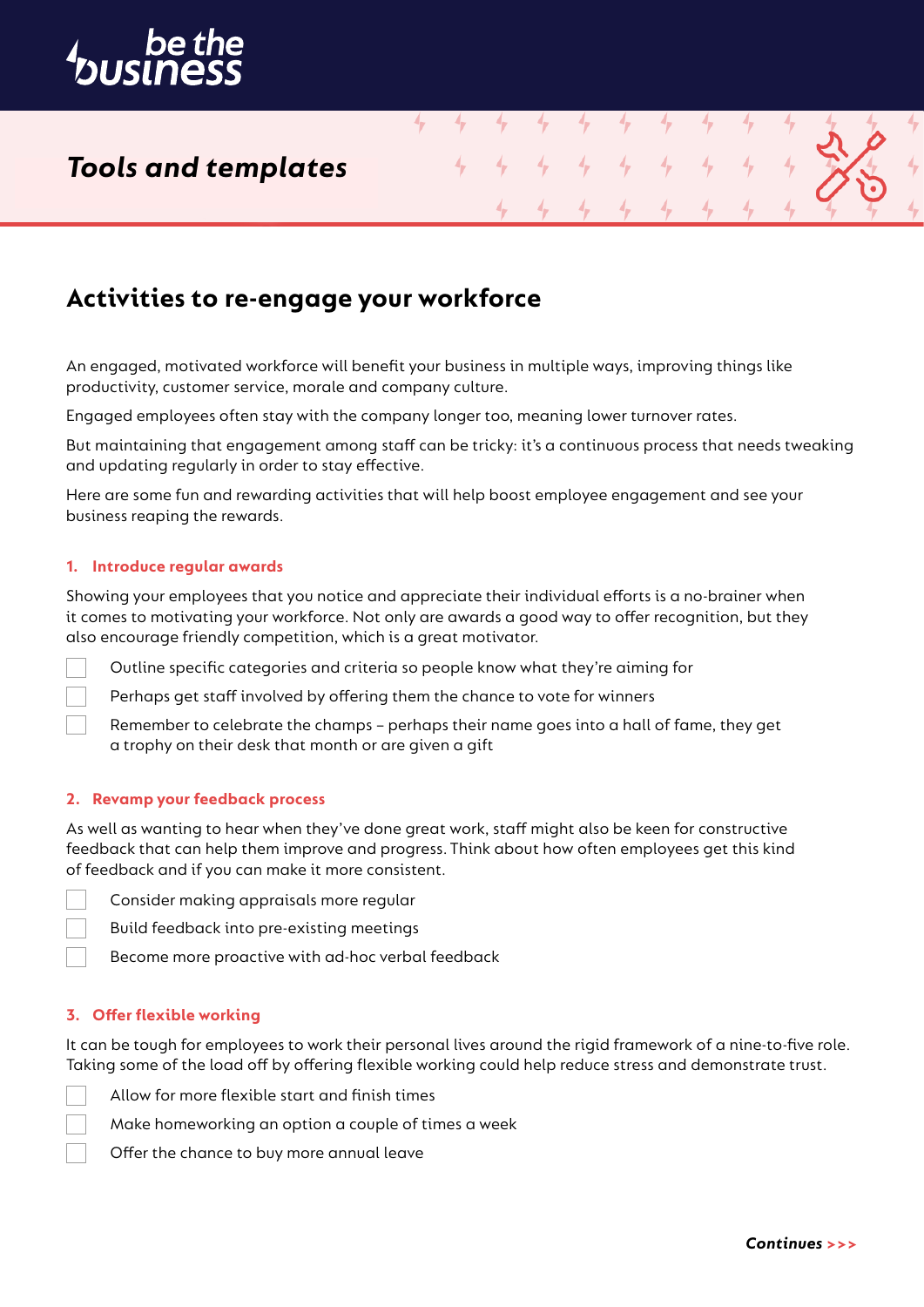be the business

*Tools and templates*

# Activities to re-engage your workforce

An engaged, motivated workforce will benefit your business in multiple ways, improving things like productivity, customer service, morale and company culture.

Engaged employees often stay with the company longer too, meaning lower turnover rates.

But maintaining that engagement among staff can be tricky: it's a continuous process that needs tweaking and updating regularly in order to stay effective.

Here are some fun and rewarding activities that will help boost employee engagement and see your business reaping the rewards.

### 1. Introduce regular awards

Showing your employees that you notice and appreciate their individual efforts is a no-brainer when it comes to motivating your workforce. Not only are awards a good way to offer recognition, but they also encourage friendly competition, which is a great motivator.

- [ ] Outline specific categories and criteria so people know what they're aiming for
- [ ] Perhaps get staff involved by offering them the chance to vote for winners
- [ ] Remember to celebrate the champs – perhaps their name goes into a hall of fame, they get a trophy on their desk that month or are given a gift

### 2. Revamp your feedback process

As well as wanting to hear when they've done great work, staff might also be keen for constructive feedback that can help them improve and progress. Think about how often employees get this kind of feedback and if you can make it more consistent.

- [ ] Consider making appraisals more regular
- [ ] Build feedback into pre-existing meetings
- [ ] Become more proactive with ad-hoc verbal feedback

### 3. Offer flexible working

It can be tough for employees to work their personal lives around the rigid framework of a nine-to-five role. Taking some of the load off by offering flexible working could help reduce stress and demonstrate trust.

- [ ] Allow for more flexible start and finish times
- [ ] Make homeworking an option a couple of times a week
- [ ] Offer the chance to buy more annual leave

***Continues >>>***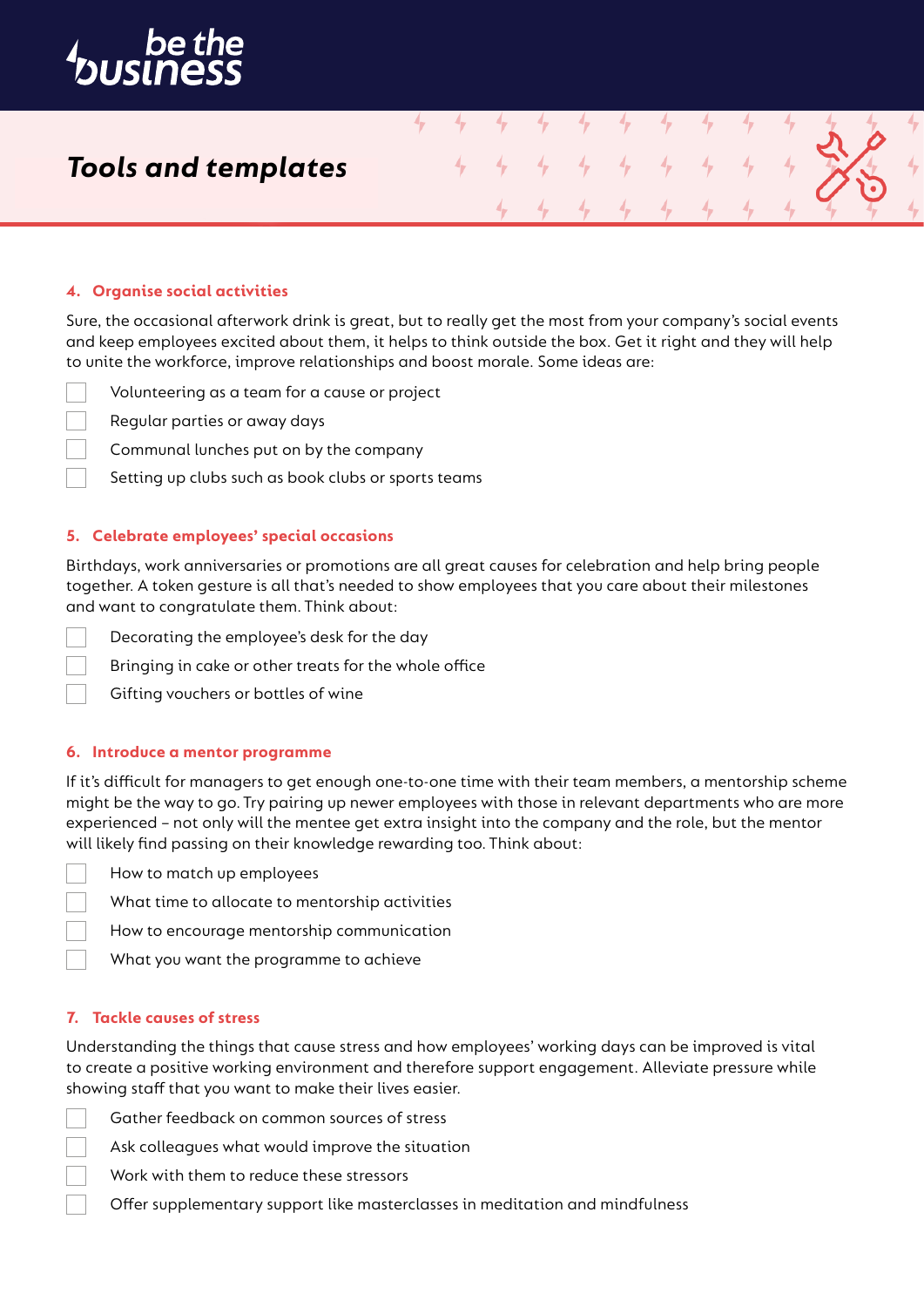## Tools and templates

### 4. Organise social activities

Sure, the occasional afterwork drink is great, but to really get the most from your company's social events and keep employees excited about them, it helps to think outside the box. Get it right and they will help to unite the workforce, improve relationships and boost morale. Some ideas are:

- [ ] Volunteering as a team for a cause or project
- [ ] Regular parties or away days
- [ ] Communal lunches put on by the company
- [ ] Setting up clubs such as book clubs or sports teams

### 5. Celebrate employees' special occasions

Birthdays, work anniversaries or promotions are all great causes for celebration and help bring people together. A token gesture is all that's needed to show employees that you care about their milestones and want to congratulate them. Think about:

- [ ] Decorating the employee's desk for the day
- [ ] Bringing in cake or other treats for the whole office
- [ ] Gifting vouchers or bottles of wine

### 6. Introduce a mentor programme

If it's difficult for managers to get enough one-to-one time with their team members, a mentorship scheme might be the way to go. Try pairing up newer employees with those in relevant departments who are more experienced – not only will the mentee get extra insight into the company and the role, but the mentor will likely find passing on their knowledge rewarding too. Think about:

- [ ] How to match up employees
- [ ] What time to allocate to mentorship activities
- [ ] How to encourage mentorship communication
- [ ] What you want the programme to achieve

### 7. Tackle causes of stress

Understanding the things that cause stress and how employees' working days can be improved is vital to create a positive working environment and therefore support engagement. Alleviate pressure while showing staff that you want to make their lives easier.

- [ ] Gather feedback on common sources of stress
- [ ] Ask colleagues what would improve the situation
- [ ] Work with them to reduce these stressors
- [ ] Offer supplementary support like masterclasses in meditation and mindfulness